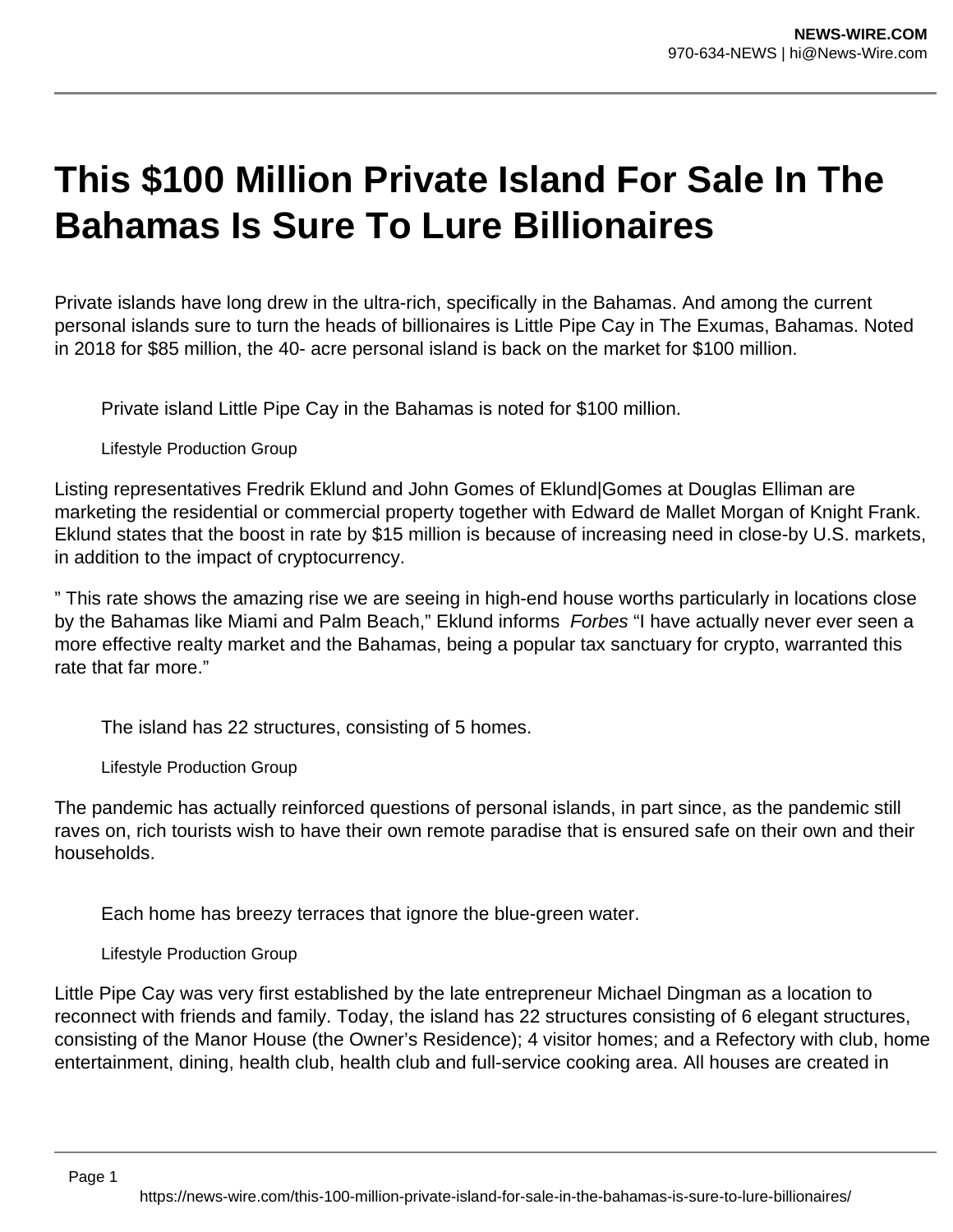# This $100 Million Private Island For Sale In The Bahamas Is Sure To Lure Billionaires

Private islands have long drew in the ultra-rich, specifically in the Bahamas. And among the current personal islands sure to turn the heads of billionaires is Little Pipe Cay in The Exumas, Bahamas. Noted in 2018 for $85 million, the 40- acre personal island is back on the market for $100 million.

Private island Little Pipe Cay in the Bahamas is noted for $100 million.

Lifestyle Production Group

Listing representatives Fredrik Eklund and John Gomes of Eklund|Gomes at Douglas Elliman are marketing the residential or commercial property together with Edward de Mallet Morgan of Knight Frank. Eklund states that the boost in rate by $15 million is because of increasing need in close-by U.S. markets, in addition to the impact of cryptocurrency.

” This rate shows the amazing rise we are seeing in high-end house worths particularly in locations close by the Bahamas like Miami and Palm Beach,” Eklund informs *Forbes* “I have actually never ever seen a more effective realty market and the Bahamas, being a popular tax sanctuary for crypto, warranted this rate that far more.”

The island has 22 structures, consisting of 5 homes.

Lifestyle Production Group

The pandemic has actually reinforced questions of personal islands, in part since, as the pandemic still raves on, rich tourists wish to have their own remote paradise that is ensured safe on their own and their households.

Each home has breezy terraces that ignore the blue-green water.

Lifestyle Production Group

Little Pipe Cay was very first established by the late entrepreneur Michael Dingman as a location to reconnect with friends and family. Today, the island has 22 structures consisting of 6 elegant structures, consisting of the Manor House (the Owner’s Residence); 4 visitor homes; and a Refectory with club, home entertainment, dining, health club, health club and full-service cooking area. All houses are created in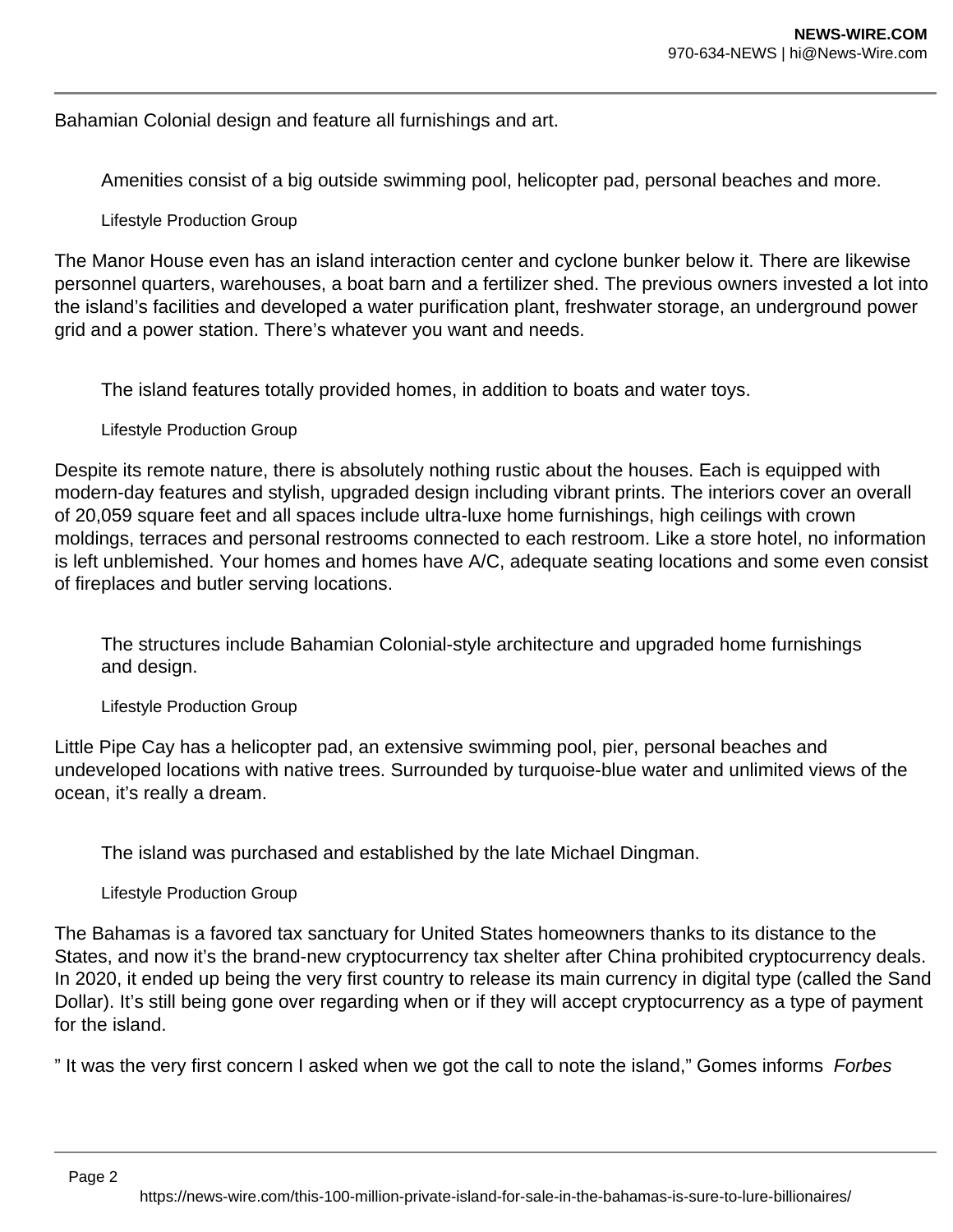Bahamian Colonial design and feature all furnishings and art.

> Amenities consist of a big outside swimming pool, helicopter pad, personal beaches and more.
>
> Lifestyle Production Group

The Manor House even has an island interaction center and cyclone bunker below it. There are likewise personnel quarters, warehouses, a boat barn and a fertilizer shed. The previous owners invested a lot into the island's facilities and developed a water purification plant, freshwater storage, an underground power grid and a power station. There's whatever you want and needs.

> The island features totally provided homes, in addition to boats and water toys.
>
> Lifestyle Production Group

Despite its remote nature, there is absolutely nothing rustic about the houses. Each is equipped with modern-day features and stylish, upgraded design including vibrant prints. The interiors cover an overall of 20,059 square feet and all spaces include ultra-luxe home furnishings, high ceilings with crown moldings, terraces and personal restrooms connected to each restroom. Like a store hotel, no information is left unblemished. Your homes and homes have A/C, adequate seating locations and some even consist of fireplaces and butler serving locations.

> The structures include Bahamian Colonial-style architecture and upgraded home furnishings and design.
>
> Lifestyle Production Group

Little Pipe Cay has a helicopter pad, an extensive swimming pool, pier, personal beaches and undeveloped locations with native trees. Surrounded by turquoise-blue water and unlimited views of the ocean, it's really a dream.

> The island was purchased and established by the late Michael Dingman.
>
> Lifestyle Production Group

The Bahamas is a favored tax sanctuary for United States homeowners thanks to its distance to the States, and now it's the brand-new cryptocurrency tax shelter after China prohibited cryptocurrency deals. In 2020, it ended up being the very first country to release its main currency in digital type (called the Sand Dollar). It's still being gone over regarding when or if they will accept cryptocurrency as a type of payment for the island.

" It was the very first concern I asked when we got the call to note the island," Gomes informs *Forbes*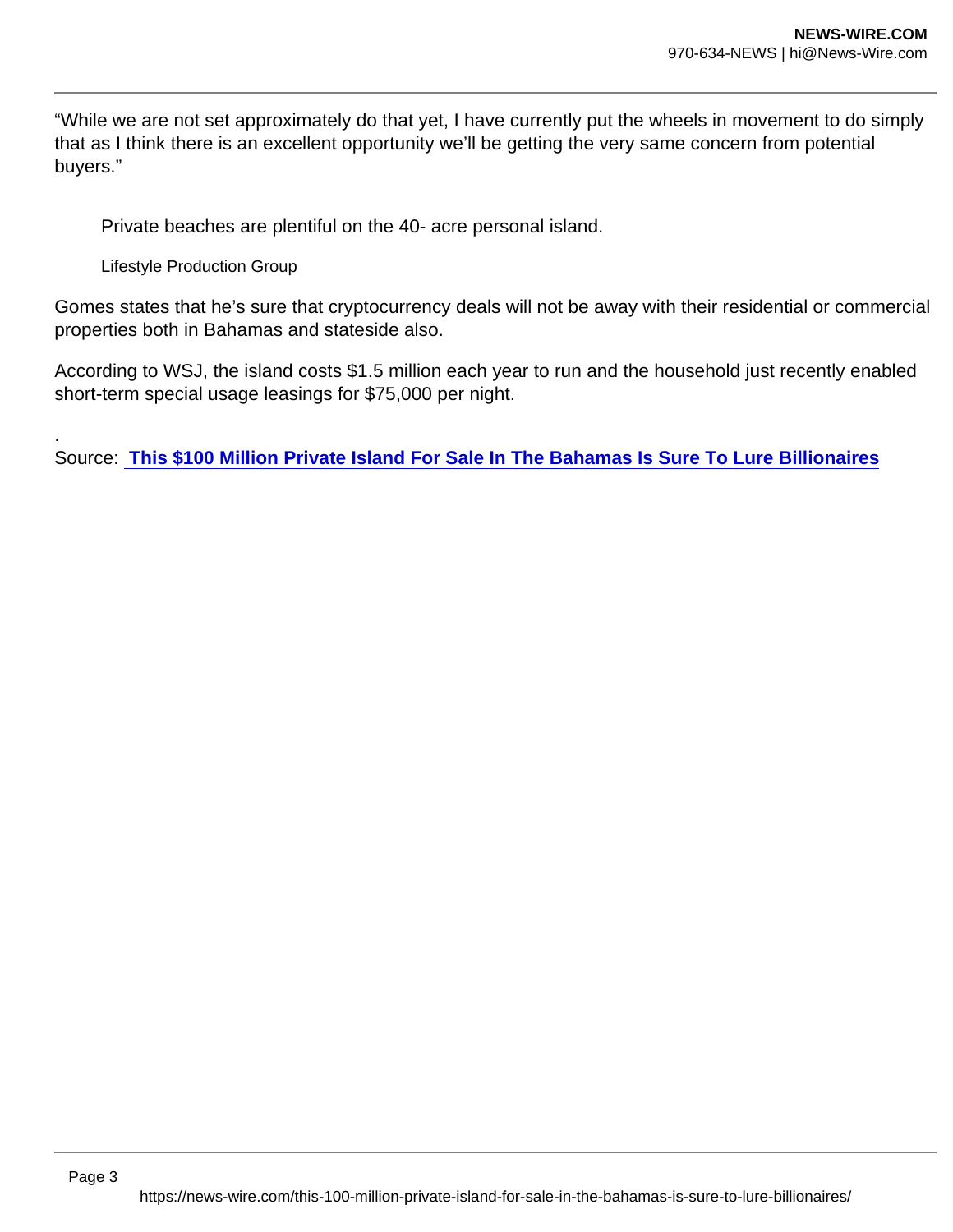"While we are not set approximately do that yet, I have currently put the wheels in movement to do simply that as I think there is an excellent opportunity we'll be getting the very same concern from potential buyers."

Private beaches are plentiful on the 40- acre personal island.

Lifestyle Production Group

Gomes states that he's sure that cryptocurrency deals will not be away with their residential or commercial properties both in Bahamas and stateside also.

According to WSJ, the island costs $1.5 million each year to run and the household just recently enabled short-term special usage leasings for $75,000 per night.

.
Source: **This $100 Million Private Island For Sale In The Bahamas Is Sure To Lure Billionaires**